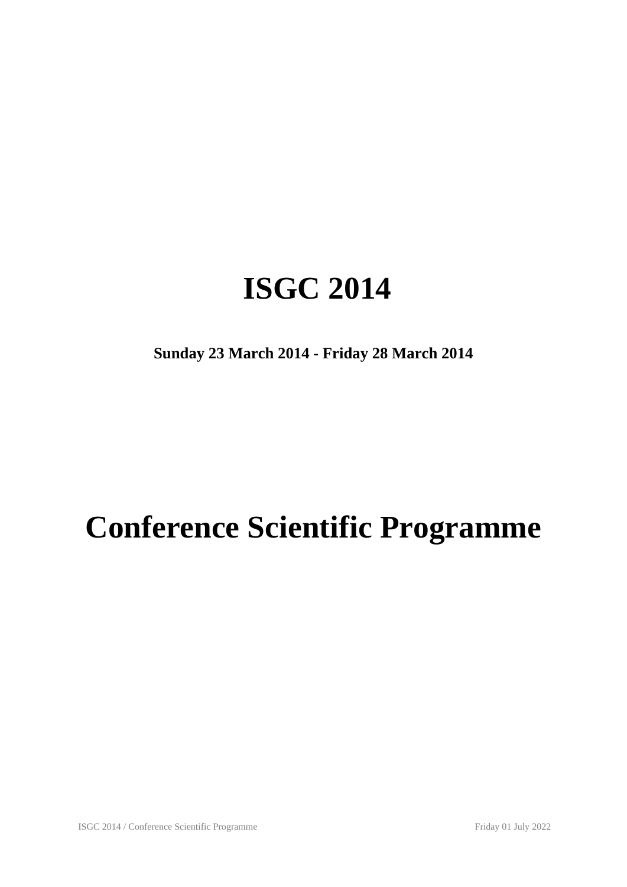# ISGC 2014

**Sunday 23 March 2014 - Friday 28 March 2014**

# Conference Scientific Programme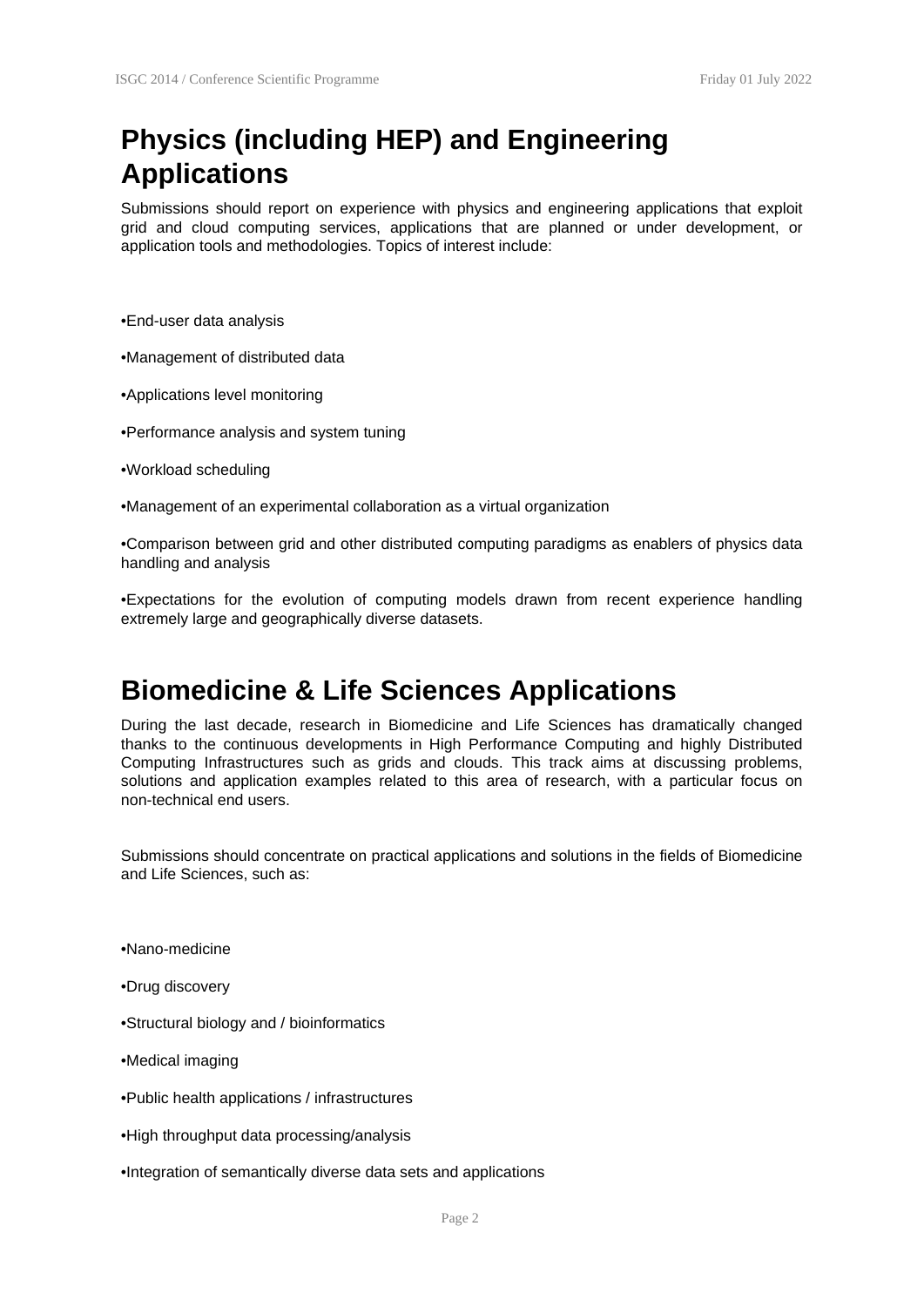# Physics (including HEP) and Engineering Applications

Submissions should report on experience with physics and engineering applications that exploit grid and cloud computing services, applications that are planned or under development, or application tools and methodologies. Topics of interest include:

•End-user data analysis

•Management of distributed data

•Applications level monitoring

•Performance analysis and system tuning

•Workload scheduling

•Management of an experimental collaboration as a virtual organization

•Comparison between grid and other distributed computing paradigms as enablers of physics data handling and analysis

•Expectations for the evolution of computing models drawn from recent experience handling extremely large and geographically diverse datasets.

# Biomedicine & Life Sciences Applications

During the last decade, research in Biomedicine and Life Sciences has dramatically changed thanks to the continuous developments in High Performance Computing and highly Distributed Computing Infrastructures such as grids and clouds. This track aims at discussing problems, solutions and application examples related to this area of research, with a particular focus on non-technical end users.

Submissions should concentrate on practical applications and solutions in the fields of Biomedicine and Life Sciences, such as:

•Nano-medicine

•Drug discovery

•Structural biology and / bioinformatics

•Medical imaging

•Public health applications / infrastructures

•High throughput data processing/analysis

•Integration of semantically diverse data sets and applications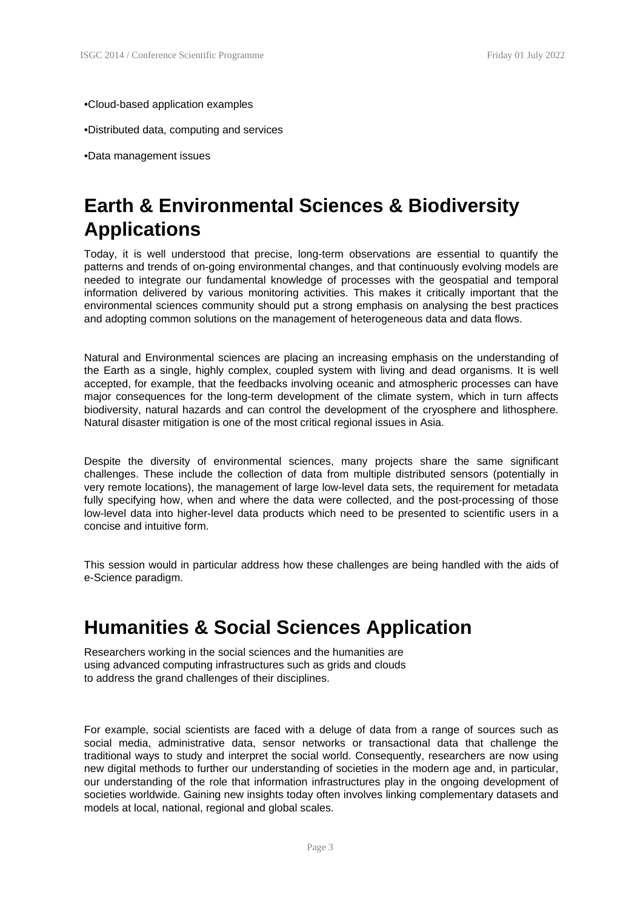•Cloud-based application examples

•Distributed data, computing and services

•Data management issues

# Earth & Environmental Sciences & Biodiversity Applications

Today, it is well understood that precise, long-term observations are essential to quantify the patterns and trends of on-going environmental changes, and that continuously evolving models are needed to integrate our fundamental knowledge of processes with the geospatial and temporal information delivered by various monitoring activities. This makes it critically important that the environmental sciences community should put a strong emphasis on analysing the best practices and adopting common solutions on the management of heterogeneous data and data flows.

Natural and Environmental sciences are placing an increasing emphasis on the understanding of the Earth as a single, highly complex, coupled system with living and dead organisms. It is well accepted, for example, that the feedbacks involving oceanic and atmospheric processes can have major consequences for the long-term development of the climate system, which in turn affects biodiversity, natural hazards and can control the development of the cryosphere and lithosphere. Natural disaster mitigation is one of the most critical regional issues in Asia.

Despite the diversity of environmental sciences, many projects share the same significant challenges. These include the collection of data from multiple distributed sensors (potentially in very remote locations), the management of large low-level data sets, the requirement for metadata fully specifying how, when and where the data were collected, and the post-processing of those low-level data into higher-level data products which need to be presented to scientific users in a concise and intuitive form.

This session would in particular address how these challenges are being handled with the aids of e-Science paradigm.

# Humanities & Social Sciences Application

Researchers working in the social sciences and the humanities are using advanced computing infrastructures such as grids and clouds to address the grand challenges of their disciplines.

For example, social scientists are faced with a deluge of data from a range of sources such as social media, administrative data, sensor networks or transactional data that challenge the traditional ways to study and interpret the social world. Consequently, researchers are now using new digital methods to further our understanding of societies in the modern age and, in particular, our understanding of the role that information infrastructures play in the ongoing development of societies worldwide. Gaining new insights today often involves linking complementary datasets and models at local, national, regional and global scales.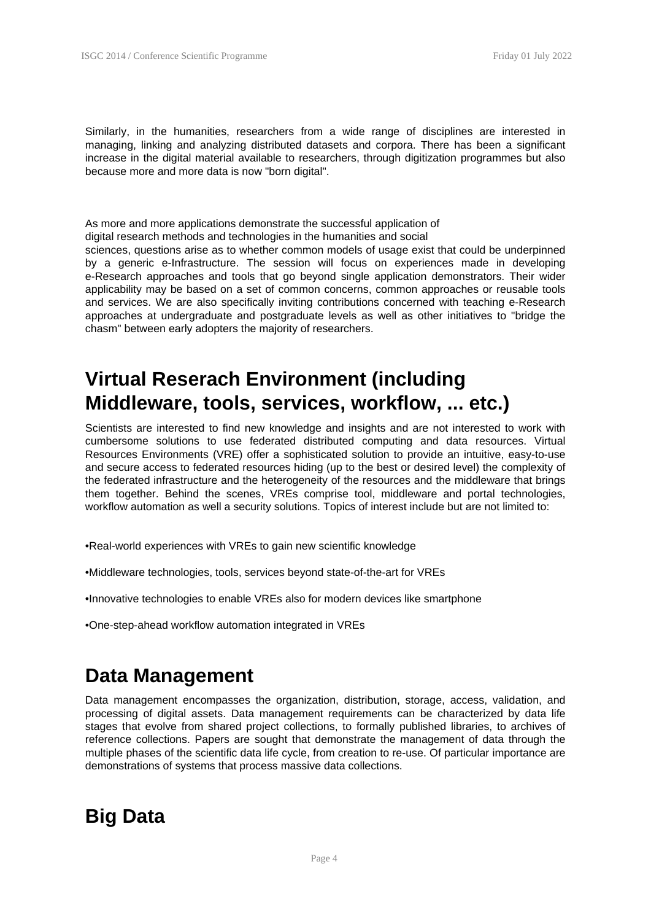Similarly, in the humanities, researchers from a wide range of disciplines are interested in managing, linking and analyzing distributed datasets and corpora. There has been a significant increase in the digital material available to researchers, through digitization programmes but also because more and more data is now "born digital".

As more and more applications demonstrate the successful application of digital research methods and technologies in the humanities and social sciences, questions arise as to whether common models of usage exist that could be underpinned by a generic e-Infrastructure. The session will focus on experiences made in developing e-Research approaches and tools that go beyond single application demonstrators. Their wider applicability may be based on a set of common concerns, common approaches or reusable tools and services. We are also specifically inviting contributions concerned with teaching e-Research approaches at undergraduate and postgraduate levels as well as other initiatives to "bridge the chasm" between early adopters the majority of researchers.

## Virtual Reserach Environment (including Middleware, tools, services, workflow, ... etc.)

Scientists are interested to find new knowledge and insights and are not interested to work with cumbersome solutions to use federated distributed computing and data resources. Virtual Resources Environments (VRE) offer a sophisticated solution to provide an intuitive, easy-to-use and secure access to federated resources hiding (up to the best or desired level) the complexity of the federated infrastructure and the heterogeneity of the resources and the middleware that brings them together. Behind the scenes, VREs comprise tool, middleware and portal technologies, workflow automation as well a security solutions. Topics of interest include but are not limited to:

•Real-world experiences with VREs to gain new scientific knowledge

•Middleware technologies, tools, services beyond state-of-the-art for VREs

•Innovative technologies to enable VREs also for modern devices like smartphone

•One-step-ahead workflow automation integrated in VREs

## Data Management

Data management encompasses the organization, distribution, storage, access, validation, and processing of digital assets. Data management requirements can be characterized by data life stages that evolve from shared project collections, to formally published libraries, to archives of reference collections. Papers are sought that demonstrate the management of data through the multiple phases of the scientific data life cycle, from creation to re-use. Of particular importance are demonstrations of systems that process massive data collections.

## Big Data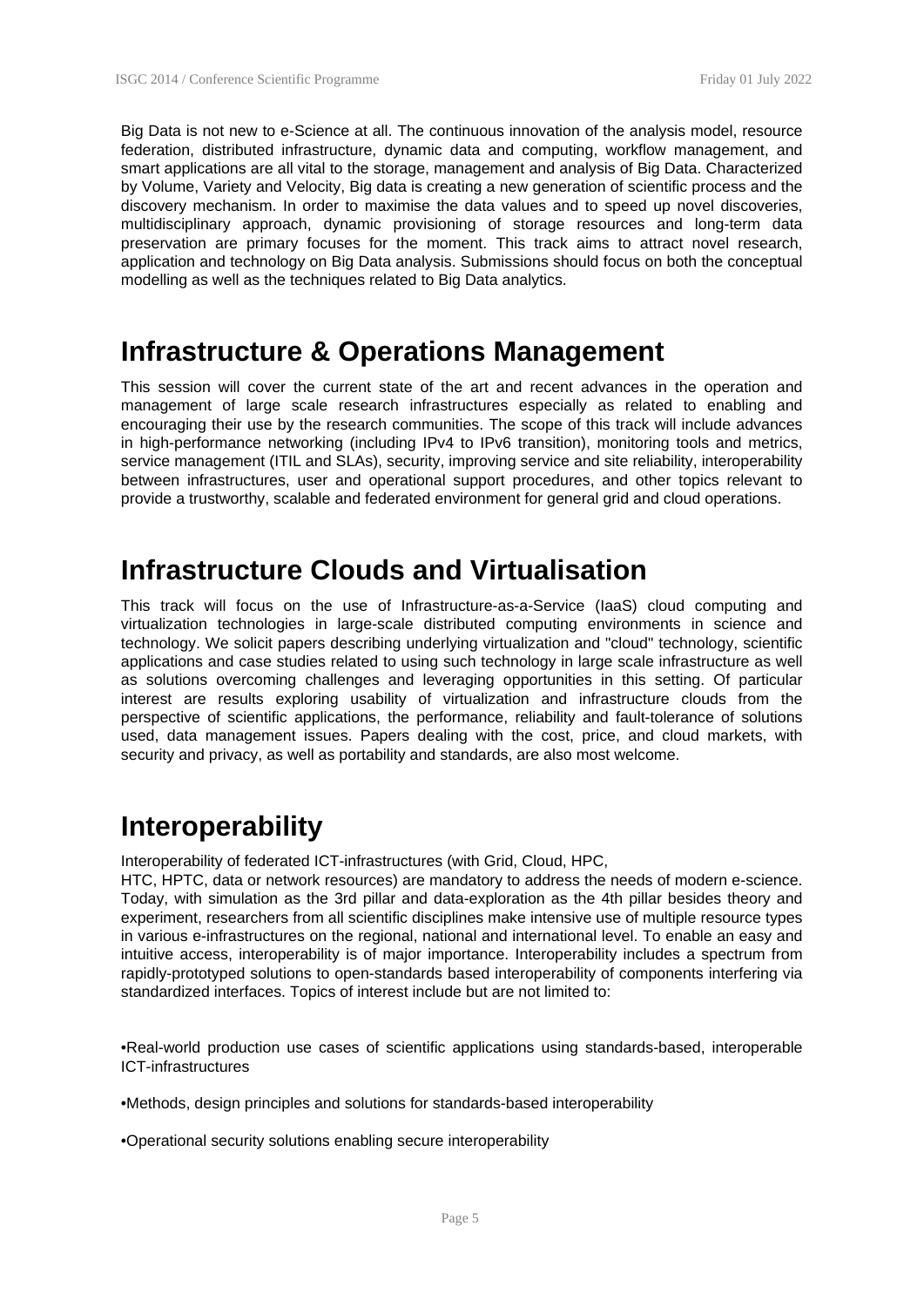Big Data is not new to e-Science at all. The continuous innovation of the analysis model, resource federation, distributed infrastructure, dynamic data and computing, workflow management, and smart applications are all vital to the storage, management and analysis of Big Data. Characterized by Volume, Variety and Velocity, Big data is creating a new generation of scientific process and the discovery mechanism. In order to maximise the data values and to speed up novel discoveries, multidisciplinary approach, dynamic provisioning of storage resources and long-term data preservation are primary focuses for the moment. This track aims to attract novel research, application and technology on Big Data analysis. Submissions should focus on both the conceptual modelling as well as the techniques related to Big Data analytics.

# Infrastructure & Operations Management

This session will cover the current state of the art and recent advances in the operation and management of large scale research infrastructures especially as related to enabling and encouraging their use by the research communities. The scope of this track will include advances in high-performance networking (including IPv4 to IPv6 transition), monitoring tools and metrics, service management (ITIL and SLAs), security, improving service and site reliability, interoperability between infrastructures, user and operational support procedures, and other topics relevant to provide a trustworthy, scalable and federated environment for general grid and cloud operations.

# Infrastructure Clouds and Virtualisation

This track will focus on the use of Infrastructure-as-a-Service (IaaS) cloud computing and virtualization technologies in large-scale distributed computing environments in science and technology. We solicit papers describing underlying virtualization and "cloud" technology, scientific applications and case studies related to using such technology in large scale infrastructure as well as solutions overcoming challenges and leveraging opportunities in this setting. Of particular interest are results exploring usability of virtualization and infrastructure clouds from the perspective of scientific applications, the performance, reliability and fault-tolerance of solutions used, data management issues. Papers dealing with the cost, price, and cloud markets, with security and privacy, as well as portability and standards, are also most welcome.

# Interoperability

Interoperability of federated ICT-infrastructures (with Grid, Cloud, HPC,
HTC, HPTC, data or network resources) are mandatory to address the needs of modern e-science. Today, with simulation as the 3rd pillar and data-exploration as the 4th pillar besides theory and experiment, researchers from all scientific disciplines make intensive use of multiple resource types in various e-infrastructures on the regional, national and international level. To enable an easy and intuitive access, interoperability is of major importance. Interoperability includes a spectrum from rapidly-prototyped solutions to open-standards based interoperability of components interfering via standardized interfaces. Topics of interest include but are not limited to:

•Real-world production use cases of scientific applications using standards-based, interoperable ICT-infrastructures

•Methods, design principles and solutions for standards-based interoperability

•Operational security solutions enabling secure interoperability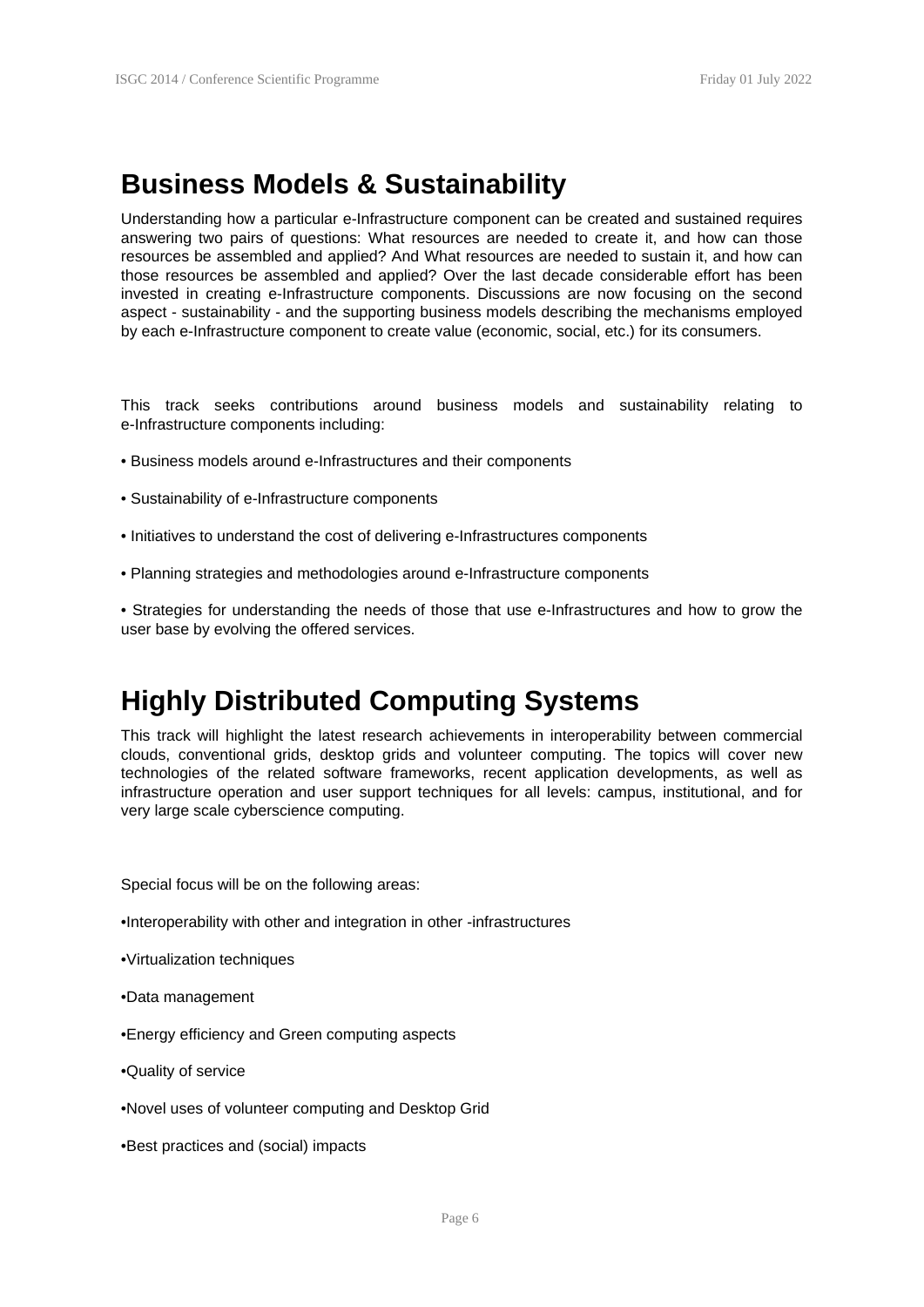# Business Models & Sustainability

Understanding how a particular e-Infrastructure component can be created and sustained requires answering two pairs of questions: What resources are needed to create it, and how can those resources be assembled and applied? And What resources are needed to sustain it, and how can those resources be assembled and applied? Over the last decade considerable effort has been invested in creating e-Infrastructure components. Discussions are now focusing on the second aspect - sustainability - and the supporting business models describing the mechanisms employed by each e-Infrastructure component to create value (economic, social, etc.) for its consumers.

This track seeks contributions around business models and sustainability relating to e-Infrastructure components including:

• Business models around e-Infrastructures and their components

• Sustainability of e-Infrastructure components

• Initiatives to understand the cost of delivering e-Infrastructures components

• Planning strategies and methodologies around e-Infrastructure components

• Strategies for understanding the needs of those that use e-Infrastructures and how to grow the user base by evolving the offered services.

# Highly Distributed Computing Systems

This track will highlight the latest research achievements in interoperability between commercial clouds, conventional grids, desktop grids and volunteer computing. The topics will cover new technologies of the related software frameworks, recent application developments, as well as infrastructure operation and user support techniques for all levels: campus, institutional, and for very large scale cyberscience computing.

Special focus will be on the following areas:

•Interoperability with other and integration in other -infrastructures

•Virtualization techniques

•Data management

•Energy efficiency and Green computing aspects

•Quality of service

•Novel uses of volunteer computing and Desktop Grid

•Best practices and (social) impacts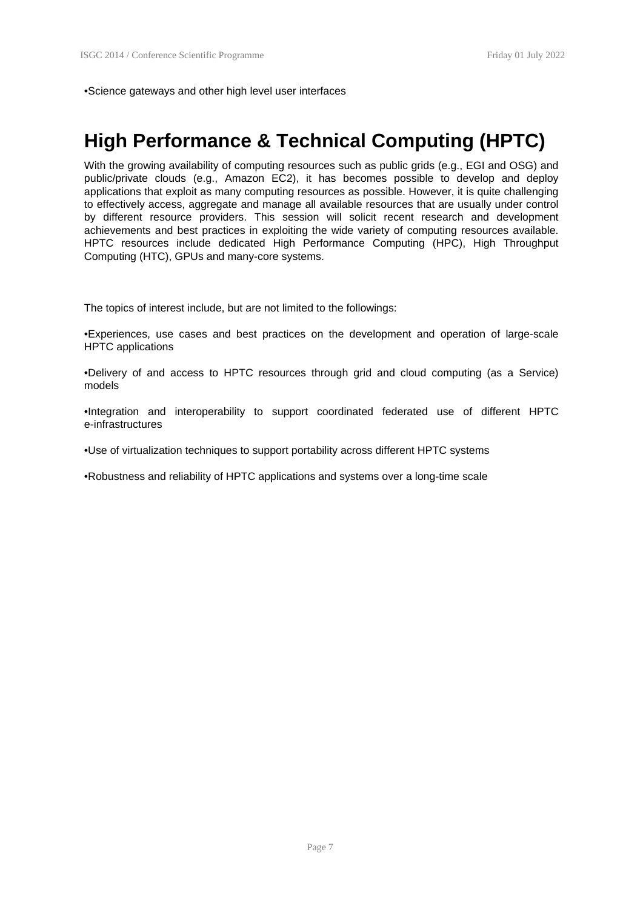•Science gateways and other high level user interfaces

# High Performance & Technical Computing (HPTC)

With the growing availability of computing resources such as public grids (e.g., EGI and OSG) and public/private clouds (e.g., Amazon EC2), it has becomes possible to develop and deploy applications that exploit as many computing resources as possible. However, it is quite challenging to effectively access, aggregate and manage all available resources that are usually under control by different resource providers. This session will solicit recent research and development achievements and best practices in exploiting the wide variety of computing resources available. HPTC resources include dedicated High Performance Computing (HPC), High Throughput Computing (HTC), GPUs and many-core systems.

The topics of interest include, but are not limited to the followings:

•Experiences, use cases and best practices on the development and operation of large-scale HPTC applications

•Delivery of and access to HPTC resources through grid and cloud computing (as a Service) models

•Integration and interoperability to support coordinated federated use of different HPTC e-infrastructures

•Use of virtualization techniques to support portability across different HPTC systems

•Robustness and reliability of HPTC applications and systems over a long-time scale